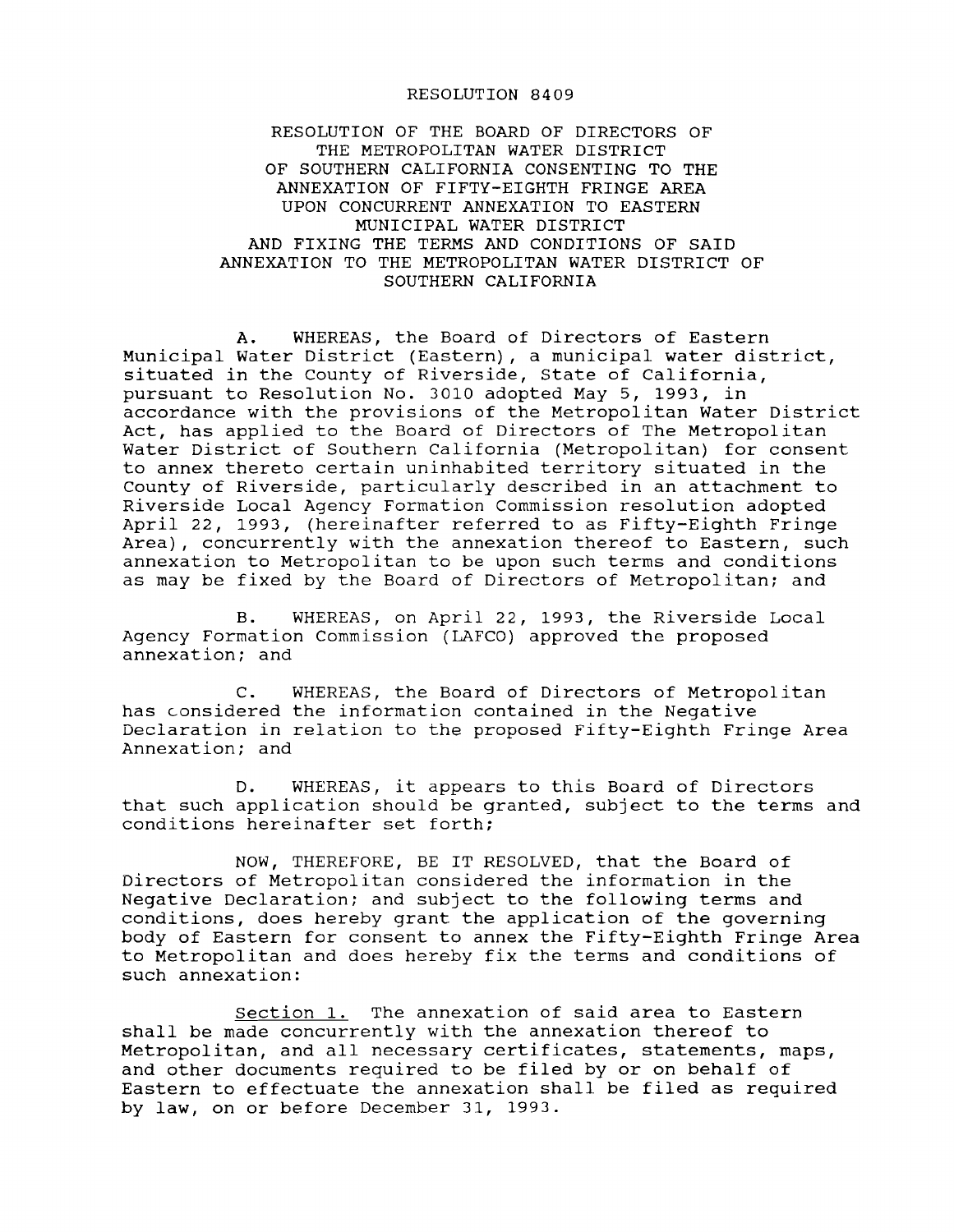# RESOLUTION 8409

## RESOLUTION OF THE BOARD OF DIRECTORS OF THE METROPOLITAN WATER DISTRICT OF SOUTHERN CALIFORNIA CONSENTING TO THE ANNEXATION OF FIFTY-EIGHTH FRINGE AREA UPON CONCURRENT ANNEXATION TO EASTERN MUNICIPAL WATER DISTRICT AND FIXING THE TERMS AND CONDITIONS OF SAID ANNEXATION TO THE METROPOLITAN WATER DISTRICT OF SOUTHERN CALIFORNIA

A. WHEREAS, the Board of Directors of Eastern Municipal Water District (Eastern), a municipal water district, situated in the County of Riverside, State of California, pursuant to Resolution No. 3010 adopted May 5, 1993, in accordance with the provisions of the Metropolitan Water District Act, has applied to the Board of Directors of The Metropolitan Water District of Southern California (Metropolitan) for consent to annex thereto certain uninhabited territory situated in the County of Riverside, particularly described in an attachment to Riverside Local Agency Formation Commission resolution adopted April 22, 1993, (hereinafter referred to as Fifty-Eighth Fringe Area), concurrently with the annexation thereof to Eastern, such annexation to Metropolitan to be upon such terms and conditions as may be fixed by the Board of Directors of Metropolitan; and

B. WHEREAS, on April 22, 1993, the Riverside Local Agency Formation Commission (LAFCO) approved the proposed annexation; and

C. WHEREAS, the Board of Directors of Metropolitan has considered the information contained in the Negative Declaration in relation to the proposed Fifty-Eighth Fringe Area Annexation; and

D. WHEREAS, it appears to this Board of Directors that such application should be granted, subject to the terms and conditions hereinafter set forth;

NOW, THEREFORE, BE IT RESOLVED, that the Board of Directors of Metropolitan considered the information in the Negative Declaration; and subject to the following terms and conditions, does hereby grant the application of the governing body of Eastern for consent to annex the Fifty-Eighth Fringe Area to Metropolitan and does hereby fix the terms and conditions of such annexation:

Section 1. The annexation of said area to Eastern shall be made concurrently with the annexation thereof to Metropolitan, and all necessary certificates, statements, maps, and other documents required to be filed by or on behalf of Eastern to effectuate the annexation shall be filed as required by law, on or before December 31, 1993.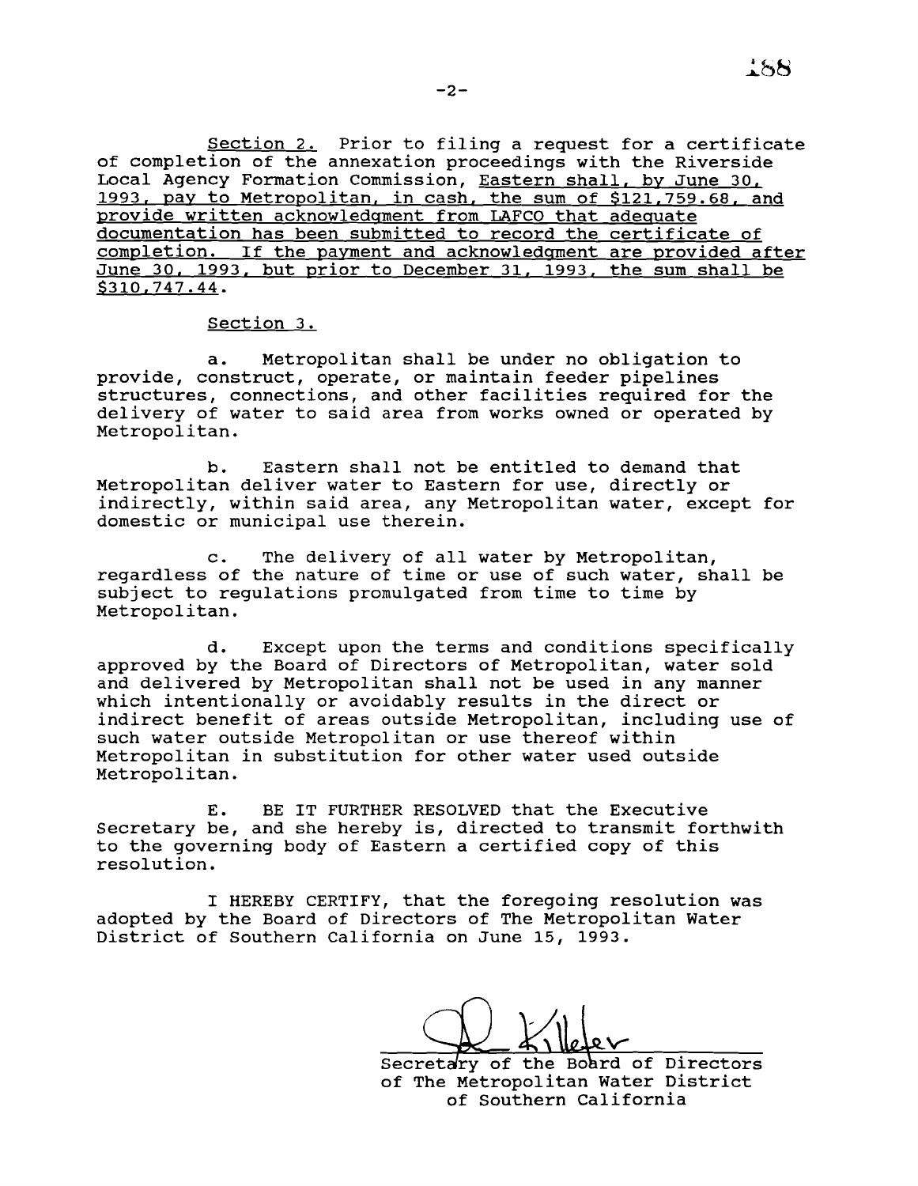Section 2. Prior to filing a request for a certificate of completion of the annexation proceedings with the Riverside Local Agency Formation Commission, Eastern shall, by June 30, 1993, pay to Metropolitan, in cash, the sum of $121,759.68, and provide written acknowledgment from LAFCO that adequate documentation has been submitted to record the certificate of completion. If the payment and acknowledgment are provided after June 30, 1993, but prior to December 31, 1993, the sum shall be $310,747.44.

Section 3.

a. Metropolitan shall be under no obligation to provide, construct, operate, or maintain feeder pipelines structures, connections, and other facilities required for the delivery of water to said area from works owned or operated by Metropolitan.

b. Eastern shall not be entitled to demand that Metropolitan deliver water to Eastern for use, directly or indirectly, within said area, any Metropolitan water, except for domestic or municipal use therein.

c. The delivery of all water by Metropolitan, regardless of the nature of time or use of such water, shall be subject to regulations promulgated from time to time by Metropolitan.

d. Except upon the terms and conditions specifically approved by the Board of Directors of Metropolitan, water sold and delivered by Metropolitan shall not be used in any manner which intentionally or avoidably results in the direct or indirect benefit of areas outside Metropolitan, including use of such water outside Metropolitan or use thereof within Metropolitan in substitution for other water used outside Metropolitan.

E. BE IT FURTHER RESOLVED that the Executive Secretary be, and she hereby is, directed to transmit forthwith to the governing body of Eastern a certified copy of this resolution.

I HEREBY CERTIFY, that the foregoing resolution was adopted by the Board of Directors of The Metropolitan Water District of Southern California on June 15, 1993.

Secretary of the Board of Directors
of The Metropolitan Water District
of Southern California